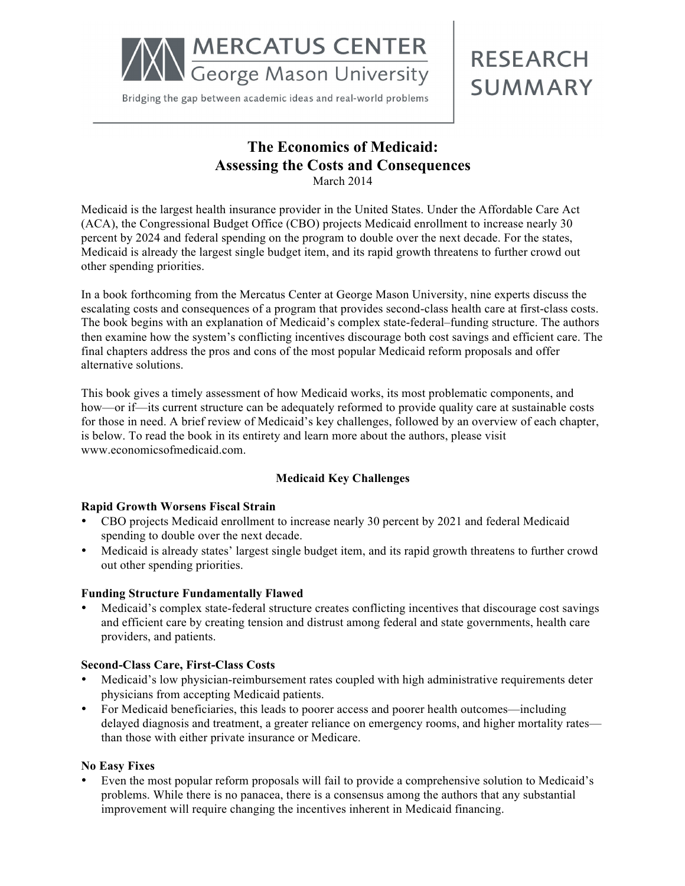MERCATUS CENTER
George Mason University

Bridging the gap between academic ideas and real-world problems

RESEARCH SUMMARY

# The Economics of Medicaid: Assessing the Costs and Consequences

March 2014

Medicaid is the largest health insurance provider in the United States. Under the Affordable Care Act (ACA), the Congressional Budget Office (CBO) projects Medicaid enrollment to increase nearly 30 percent by 2024 and federal spending on the program to double over the next decade. For the states, Medicaid is already the largest single budget item, and its rapid growth threatens to further crowd out other spending priorities.

In a book forthcoming from the Mercatus Center at George Mason University, nine experts discuss the escalating costs and consequences of a program that provides second-class health care at first-class costs. The book begins with an explanation of Medicaid's complex state-federal–funding structure. The authors then examine how the system's conflicting incentives discourage both cost savings and efficient care. The final chapters address the pros and cons of the most popular Medicaid reform proposals and offer alternative solutions.

This book gives a timely assessment of how Medicaid works, its most problematic components, and how—or if—its current structure can be adequately reformed to provide quality care at sustainable costs for those in need. A brief review of Medicaid's key challenges, followed by an overview of each chapter, is below. To read the book in its entirety and learn more about the authors, please visit www.economicsofmedicaid.com.

## Medicaid Key Challenges

### Rapid Growth Worsens Fiscal Strain

- CBO projects Medicaid enrollment to increase nearly 30 percent by 2021 and federal Medicaid spending to double over the next decade.
- Medicaid is already states' largest single budget item, and its rapid growth threatens to further crowd out other spending priorities.

### Funding Structure Fundamentally Flawed

- Medicaid's complex state-federal structure creates conflicting incentives that discourage cost savings and efficient care by creating tension and distrust among federal and state governments, health care providers, and patients.

### Second-Class Care, First-Class Costs

- Medicaid's low physician-reimbursement rates coupled with high administrative requirements deter physicians from accepting Medicaid patients.
- For Medicaid beneficiaries, this leads to poorer access and poorer health outcomes—including delayed diagnosis and treatment, a greater reliance on emergency rooms, and higher mortality rates—than those with either private insurance or Medicare.

### No Easy Fixes

- Even the most popular reform proposals will fail to provide a comprehensive solution to Medicaid's problems. While there is no panacea, there is a consensus among the authors that any substantial improvement will require changing the incentives inherent in Medicaid financing.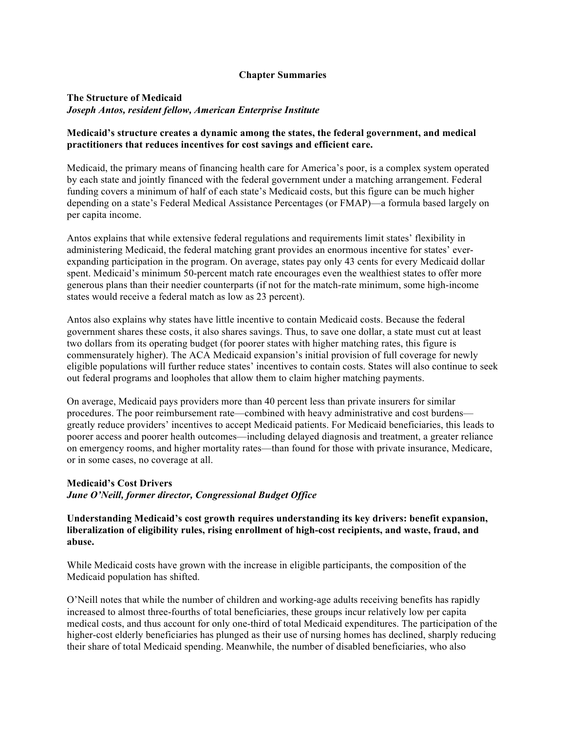# Chapter Summaries

## The Structure of Medicaid

***Joseph Antos, resident fellow, American Enterprise Institute***

**Medicaid's structure creates a dynamic among the states, the federal government, and medical practitioners that reduces incentives for cost savings and efficient care.**

Medicaid, the primary means of financing health care for America's poor, is a complex system operated by each state and jointly financed with the federal government under a matching arrangement. Federal funding covers a minimum of half of each state's Medicaid costs, but this figure can be much higher depending on a state's Federal Medical Assistance Percentages (or FMAP)—a formula based largely on per capita income.

Antos explains that while extensive federal regulations and requirements limit states' flexibility in administering Medicaid, the federal matching grant provides an enormous incentive for states' ever-expanding participation in the program. On average, states pay only 43 cents for every Medicaid dollar spent. Medicaid's minimum 50-percent match rate encourages even the wealthiest states to offer more generous plans than their needier counterparts (if not for the match-rate minimum, some high-income states would receive a federal match as low as 23 percent).

Antos also explains why states have little incentive to contain Medicaid costs. Because the federal government shares these costs, it also shares savings. Thus, to save one dollar, a state must cut at least two dollars from its operating budget (for poorer states with higher matching rates, this figure is commensurately higher). The ACA Medicaid expansion's initial provision of full coverage for newly eligible populations will further reduce states' incentives to contain costs. States will also continue to seek out federal programs and loopholes that allow them to claim higher matching payments.

On average, Medicaid pays providers more than 40 percent less than private insurers for similar procedures. The poor reimbursement rate—combined with heavy administrative and cost burdens—greatly reduce providers' incentives to accept Medicaid patients. For Medicaid beneficiaries, this leads to poorer access and poorer health outcomes—including delayed diagnosis and treatment, a greater reliance on emergency rooms, and higher mortality rates—than found for those with private insurance, Medicare, or in some cases, no coverage at all.

## Medicaid's Cost Drivers

***June O'Neill, former director, Congressional Budget Office***

**Understanding Medicaid's cost growth requires understanding its key drivers: benefit expansion, liberalization of eligibility rules, rising enrollment of high-cost recipients, and waste, fraud, and abuse.**

While Medicaid costs have grown with the increase in eligible participants, the composition of the Medicaid population has shifted.

O'Neill notes that while the number of children and working-age adults receiving benefits has rapidly increased to almost three-fourths of total beneficiaries, these groups incur relatively low per capita medical costs, and thus account for only one-third of total Medicaid expenditures. The participation of the higher-cost elderly beneficiaries has plunged as their use of nursing homes has declined, sharply reducing their share of total Medicaid spending. Meanwhile, the number of disabled beneficiaries, who also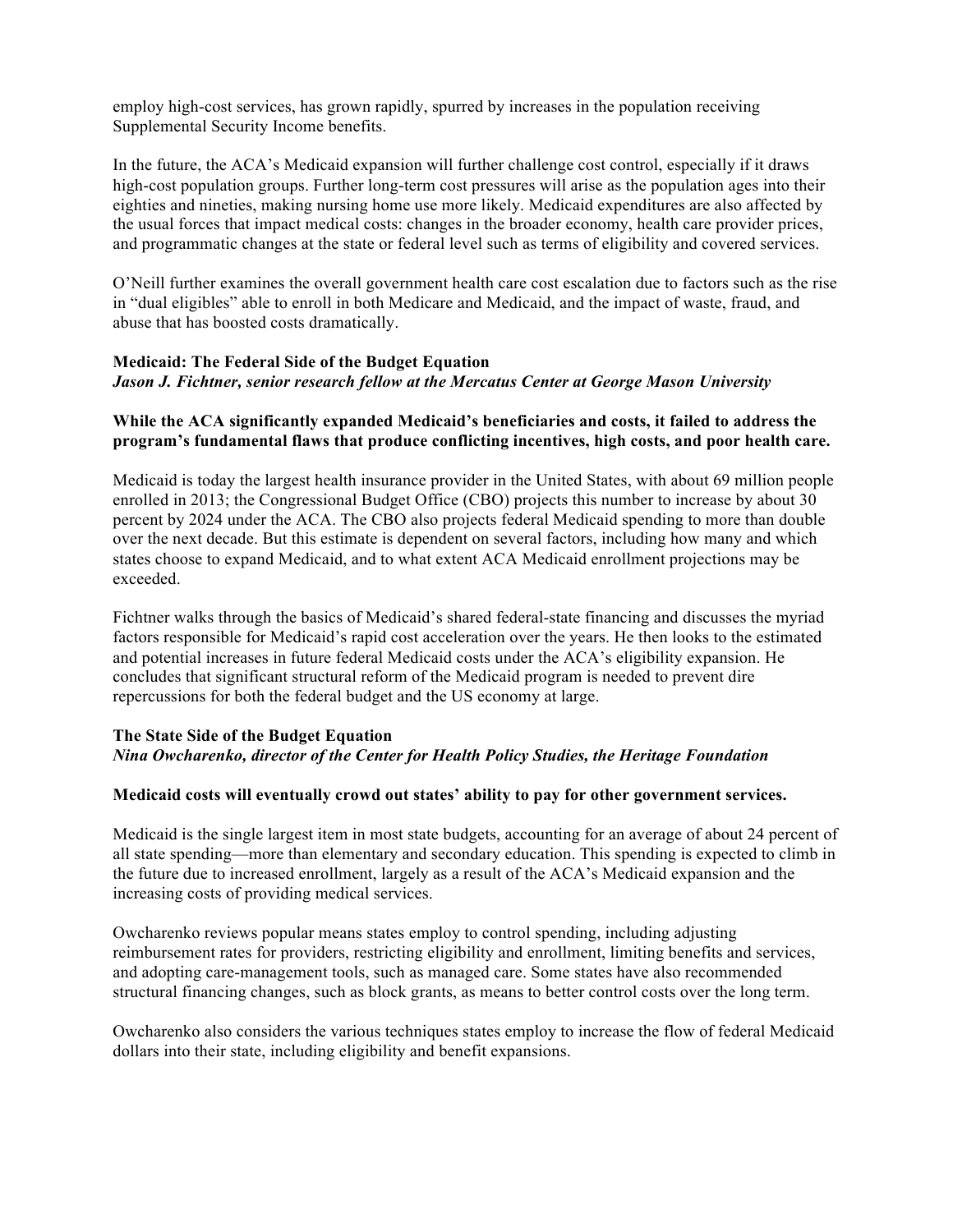employ high-cost services, has grown rapidly, spurred by increases in the population receiving Supplemental Security Income benefits.

In the future, the ACA's Medicaid expansion will further challenge cost control, especially if it draws high-cost population groups. Further long-term cost pressures will arise as the population ages into their eighties and nineties, making nursing home use more likely. Medicaid expenditures are also affected by the usual forces that impact medical costs: changes in the broader economy, health care provider prices, and programmatic changes at the state or federal level such as terms of eligibility and covered services.

O'Neill further examines the overall government health care cost escalation due to factors such as the rise in "dual eligibles" able to enroll in both Medicare and Medicaid, and the impact of waste, fraud, and abuse that has boosted costs dramatically.

**Medicaid: The Federal Side of the Budget Equation**
***Jason J. Fichtner, senior research fellow at the Mercatus Center at George Mason University***

**While the ACA significantly expanded Medicaid's beneficiaries and costs, it failed to address the program's fundamental flaws that produce conflicting incentives, high costs, and poor health care.**

Medicaid is today the largest health insurance provider in the United States, with about 69 million people enrolled in 2013; the Congressional Budget Office (CBO) projects this number to increase by about 30 percent by 2024 under the ACA. The CBO also projects federal Medicaid spending to more than double over the next decade. But this estimate is dependent on several factors, including how many and which states choose to expand Medicaid, and to what extent ACA Medicaid enrollment projections may be exceeded.

Fichtner walks through the basics of Medicaid's shared federal-state financing and discusses the myriad factors responsible for Medicaid's rapid cost acceleration over the years. He then looks to the estimated and potential increases in future federal Medicaid costs under the ACA's eligibility expansion. He concludes that significant structural reform of the Medicaid program is needed to prevent dire repercussions for both the federal budget and the US economy at large.

**The State Side of the Budget Equation**
***Nina Owcharenko, director of the Center for Health Policy Studies, the Heritage Foundation***

**Medicaid costs will eventually crowd out states' ability to pay for other government services.**

Medicaid is the single largest item in most state budgets, accounting for an average of about 24 percent of all state spending—more than elementary and secondary education. This spending is expected to climb in the future due to increased enrollment, largely as a result of the ACA's Medicaid expansion and the increasing costs of providing medical services.

Owcharenko reviews popular means states employ to control spending, including adjusting reimbursement rates for providers, restricting eligibility and enrollment, limiting benefits and services, and adopting care-management tools, such as managed care. Some states have also recommended structural financing changes, such as block grants, as means to better control costs over the long term.

Owcharenko also considers the various techniques states employ to increase the flow of federal Medicaid dollars into their state, including eligibility and benefit expansions.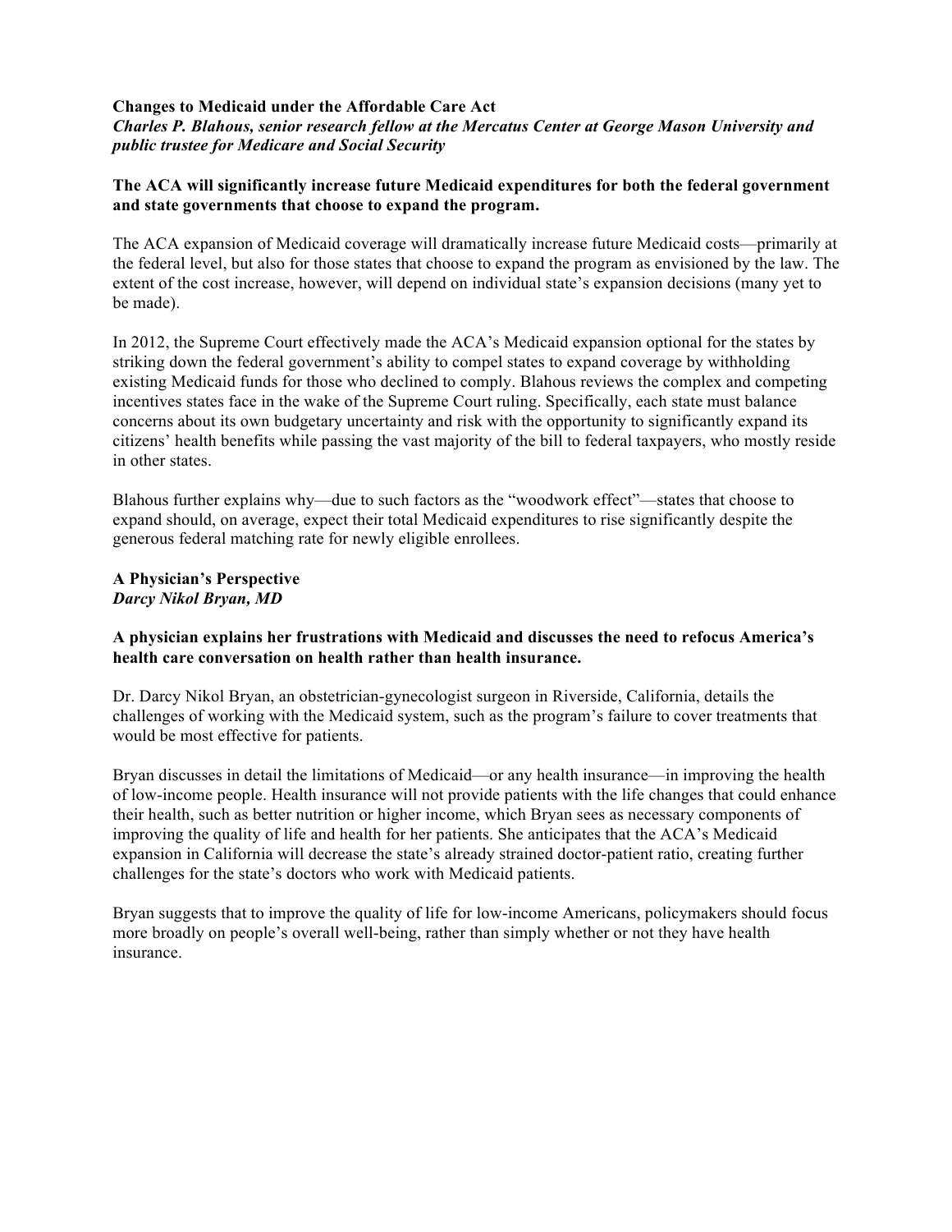**Changes to Medicaid under the Affordable Care Act**
***Charles P. Blahous, senior research fellow at the Mercatus Center at George Mason University and public trustee for Medicare and Social Security***

**The ACA will significantly increase future Medicaid expenditures for both the federal government and state governments that choose to expand the program.**

The ACA expansion of Medicaid coverage will dramatically increase future Medicaid costs—primarily at the federal level, but also for those states that choose to expand the program as envisioned by the law. The extent of the cost increase, however, will depend on individual state's expansion decisions (many yet to be made).

In 2012, the Supreme Court effectively made the ACA's Medicaid expansion optional for the states by striking down the federal government's ability to compel states to expand coverage by withholding existing Medicaid funds for those who declined to comply. Blahous reviews the complex and competing incentives states face in the wake of the Supreme Court ruling. Specifically, each state must balance concerns about its own budgetary uncertainty and risk with the opportunity to significantly expand its citizens' health benefits while passing the vast majority of the bill to federal taxpayers, who mostly reside in other states.

Blahous further explains why—due to such factors as the "woodwork effect"—states that choose to expand should, on average, expect their total Medicaid expenditures to rise significantly despite the generous federal matching rate for newly eligible enrollees.

**A Physician's Perspective**
***Darcy Nikol Bryan, MD***

**A physician explains her frustrations with Medicaid and discusses the need to refocus America's health care conversation on health rather than health insurance.**

Dr. Darcy Nikol Bryan, an obstetrician-gynecologist surgeon in Riverside, California, details the challenges of working with the Medicaid system, such as the program's failure to cover treatments that would be most effective for patients.

Bryan discusses in detail the limitations of Medicaid—or any health insurance—in improving the health of low-income people. Health insurance will not provide patients with the life changes that could enhance their health, such as better nutrition or higher income, which Bryan sees as necessary components of improving the quality of life and health for her patients. She anticipates that the ACA's Medicaid expansion in California will decrease the state's already strained doctor-patient ratio, creating further challenges for the state's doctors who work with Medicaid patients.

Bryan suggests that to improve the quality of life for low-income Americans, policymakers should focus more broadly on people's overall well-being, rather than simply whether or not they have health insurance.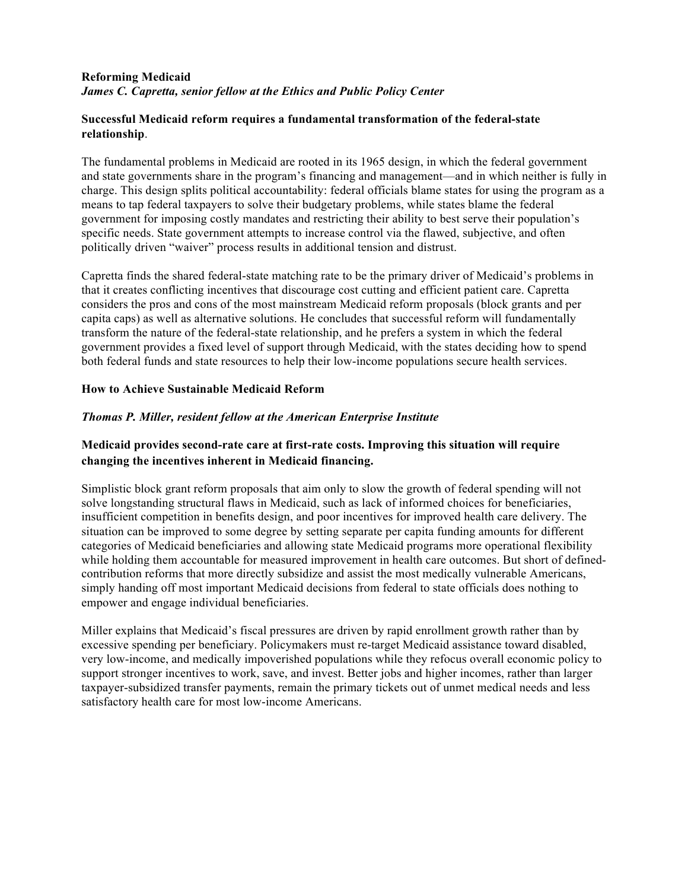**Reforming Medicaid**

*James C. Capretta, senior fellow at the Ethics and Public Policy Center*

**Successful Medicaid reform requires a fundamental transformation of the federal-state relationship**.

The fundamental problems in Medicaid are rooted in its 1965 design, in which the federal government and state governments share in the program's financing and management—and in which neither is fully in charge. This design splits political accountability: federal officials blame states for using the program as a means to tap federal taxpayers to solve their budgetary problems, while states blame the federal government for imposing costly mandates and restricting their ability to best serve their population's specific needs. State government attempts to increase control via the flawed, subjective, and often politically driven "waiver" process results in additional tension and distrust.

Capretta finds the shared federal-state matching rate to be the primary driver of Medicaid's problems in that it creates conflicting incentives that discourage cost cutting and efficient patient care. Capretta considers the pros and cons of the most mainstream Medicaid reform proposals (block grants and per capita caps) as well as alternative solutions. He concludes that successful reform will fundamentally transform the nature of the federal-state relationship, and he prefers a system in which the federal government provides a fixed level of support through Medicaid, with the states deciding how to spend both federal funds and state resources to help their low-income populations secure health services.

**How to Achieve Sustainable Medicaid Reform**

*Thomas P. Miller, resident fellow at the American Enterprise Institute*

**Medicaid provides second-rate care at first-rate costs. Improving this situation will require changing the incentives inherent in Medicaid financing.**

Simplistic block grant reform proposals that aim only to slow the growth of federal spending will not solve longstanding structural flaws in Medicaid, such as lack of informed choices for beneficiaries, insufficient competition in benefits design, and poor incentives for improved health care delivery. The situation can be improved to some degree by setting separate per capita funding amounts for different categories of Medicaid beneficiaries and allowing state Medicaid programs more operational flexibility while holding them accountable for measured improvement in health care outcomes. But short of defined-contribution reforms that more directly subsidize and assist the most medically vulnerable Americans, simply handing off most important Medicaid decisions from federal to state officials does nothing to empower and engage individual beneficiaries.

Miller explains that Medicaid's fiscal pressures are driven by rapid enrollment growth rather than by excessive spending per beneficiary. Policymakers must re-target Medicaid assistance toward disabled, very low-income, and medically impoverished populations while they refocus overall economic policy to support stronger incentives to work, save, and invest. Better jobs and higher incomes, rather than larger taxpayer-subsidized transfer payments, remain the primary tickets out of unmet medical needs and less satisfactory health care for most low-income Americans.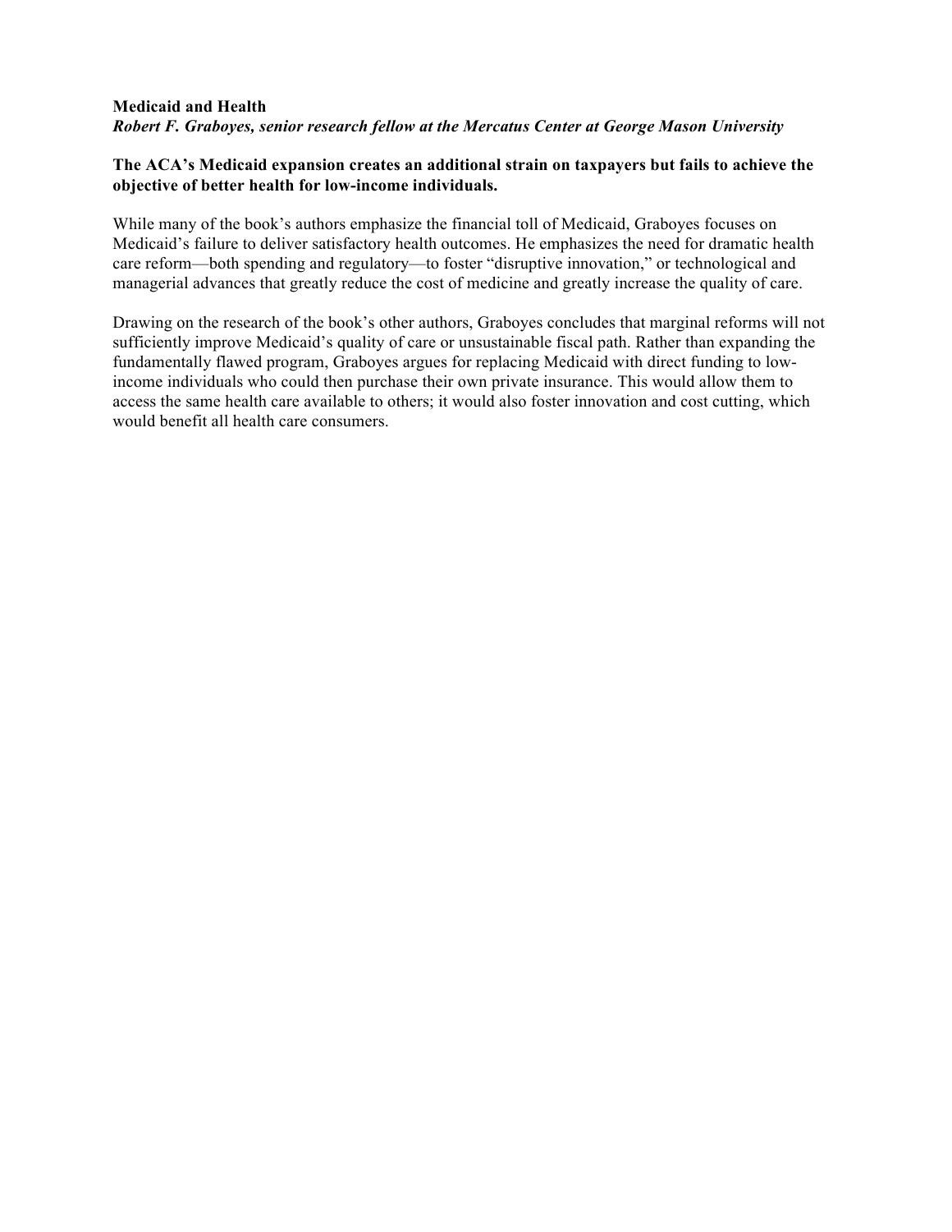**Medicaid and Health**
***Robert F. Graboyes, senior research fellow at the Mercatus Center at George Mason University***

**The ACA's Medicaid expansion creates an additional strain on taxpayers but fails to achieve the objective of better health for low-income individuals.**

While many of the book's authors emphasize the financial toll of Medicaid, Graboyes focuses on Medicaid's failure to deliver satisfactory health outcomes. He emphasizes the need for dramatic health care reform—both spending and regulatory—to foster "disruptive innovation," or technological and managerial advances that greatly reduce the cost of medicine and greatly increase the quality of care.

Drawing on the research of the book's other authors, Graboyes concludes that marginal reforms will not sufficiently improve Medicaid's quality of care or unsustainable fiscal path. Rather than expanding the fundamentally flawed program, Graboyes argues for replacing Medicaid with direct funding to low-income individuals who could then purchase their own private insurance. This would allow them to access the same health care available to others; it would also foster innovation and cost cutting, which would benefit all health care consumers.